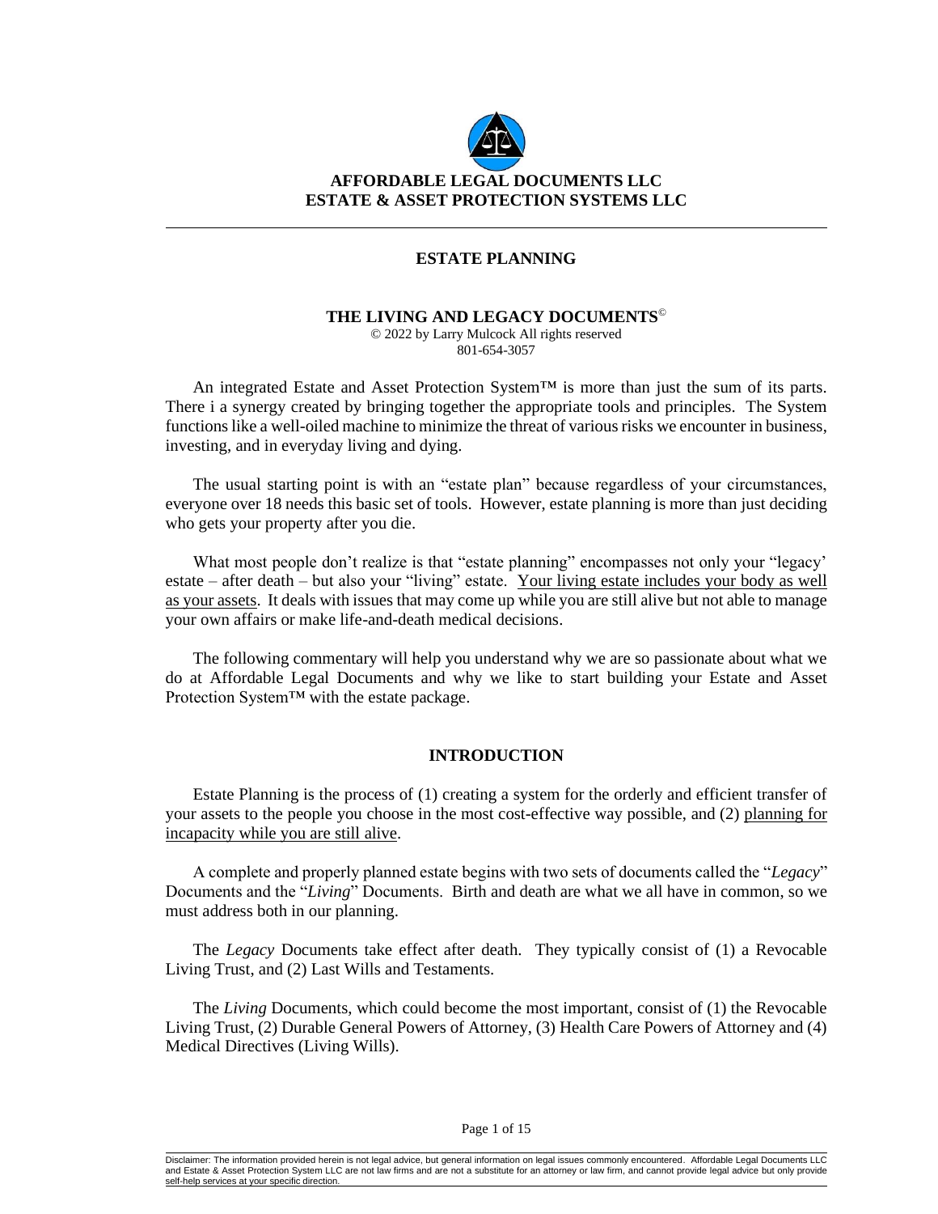**AFFORDABLE LEGAL DOCUMENTS LLC**
**ESTATE & ASSET PROTECTION SYSTEMS LLC**

---

## ESTATE PLANNING

### THE LIVING AND LEGACY DOCUMENTS©

© 2022 by Larry Mulcock All rights reserved
801-654-3057

An integrated Estate and Asset Protection System™ is more than just the sum of its parts. There i a synergy created by bringing together the appropriate tools and principles. The System functions like a well-oiled machine to minimize the threat of various risks we encounter in business, investing, and in everyday living and dying.

The usual starting point is with an "estate plan" because regardless of your circumstances, everyone over 18 needs this basic set of tools. However, estate planning is more than just deciding who gets your property after you die.

What most people don't realize is that "estate planning" encompasses not only your "legacy' estate – after death – but also your "living" estate. <u>Your living estate includes your body as well as your assets</u>. It deals with issues that may come up while you are still alive but not able to manage your own affairs or make life-and-death medical decisions.

The following commentary will help you understand why we are so passionate about what we do at Affordable Legal Documents and why we like to start building your Estate and Asset Protection System™ with the estate package.

## INTRODUCTION

Estate Planning is the process of (1) creating a system for the orderly and efficient transfer of your assets to the people you choose in the most cost-effective way possible, and (2) <u>planning for incapacity while you are still alive</u>.

A complete and properly planned estate begins with two sets of documents called the "*Legacy*" Documents and the "*Living*" Documents. Birth and death are what we all have in common, so we must address both in our planning.

The *Legacy* Documents take effect after death. They typically consist of (1) a Revocable Living Trust, and (2) Last Wills and Testaments.

The *Living* Documents, which could become the most important, consist of (1) the Revocable Living Trust, (2) Durable General Powers of Attorney, (3) Health Care Powers of Attorney and (4) Medical Directives (Living Wills).

Disclaimer: The information provided herein is not legal advice, but general information on legal issues commonly encountered. Affordable Legal Documents LLC and Estate & Asset Protection System LLC are not law firms and are not a substitute for an attorney or law firm, and cannot provide legal advice but only provide self-help services at your specific direction.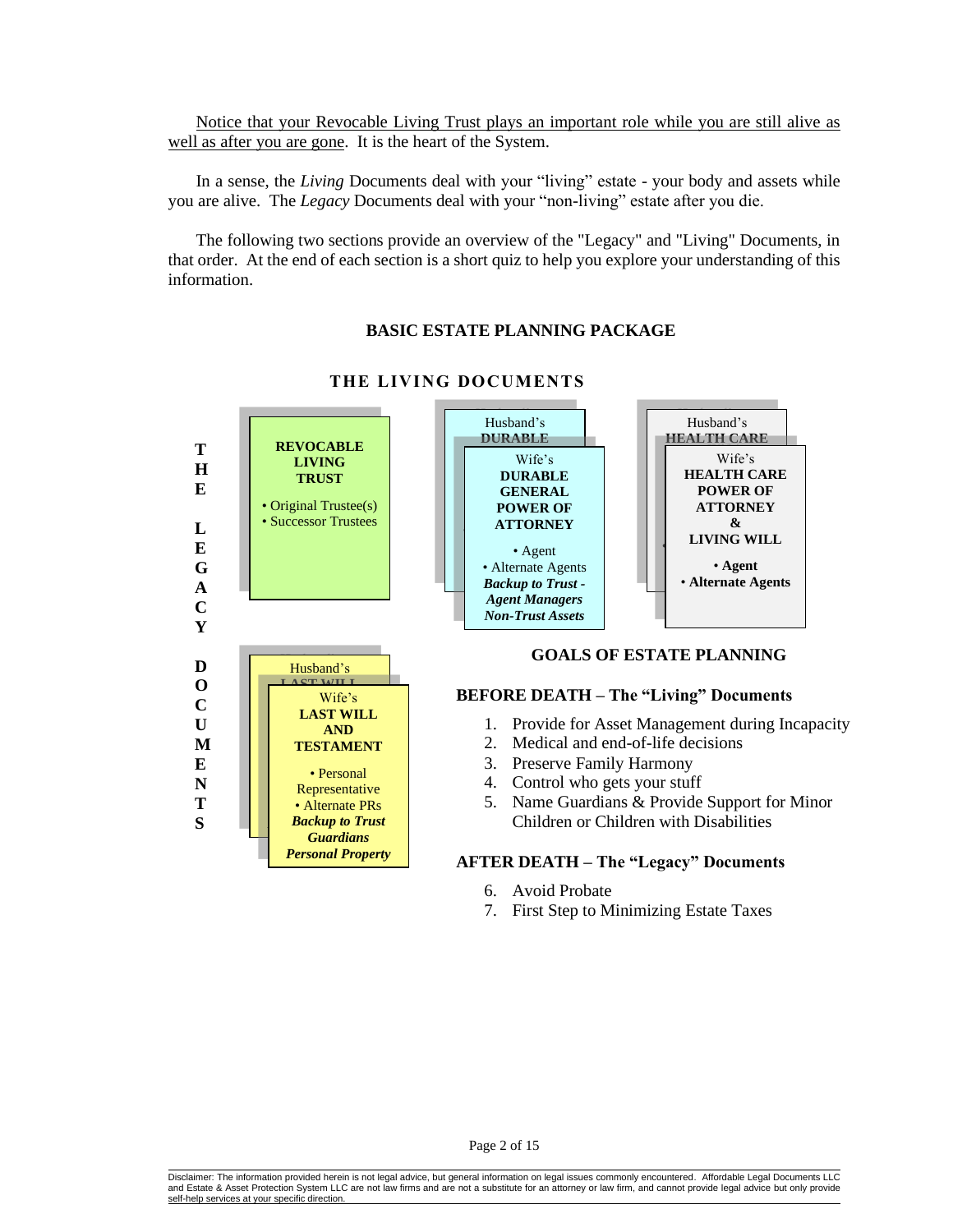Notice that your Revocable Living Trust plays an important role while you are still alive as well as after you are gone. It is the heart of the System.

In a sense, the *Living* Documents deal with your "living" estate - your body and assets while you are alive. The *Legacy* Documents deal with your "non-living" estate after you die.

The following two sections provide an overview of the "Legacy" and "Living" Documents, in that order. At the end of each section is a short quiz to help you explore your understanding of this information.

## BASIC ESTATE PLANNING PACKAGE

### THE LIVING DOCUMENTS

**REVOCABLE LIVING TRUST**
- Original Trustee(s)
- Successor Trustees

Husband's **DURABLE**

Wife's **DURABLE GENERAL POWER OF ATTORNEY**
- Agent
- Alternate Agents

***Backup to Trust - Agent Managers Non-Trust Assets***

Husband's **HEALTH CARE**

Wife's **HEALTH CARE POWER OF ATTORNEY & LIVING WILL**
- **Agent**
- **Alternate Agents**

### THE LEGACY DOCUMENTS

Husband's **LAST WILL**

Wife's **LAST WILL AND TESTAMENT**
- Personal Representative
- Alternate PRs

***Backup to Trust***
***Guardians***
***Personal Property***

### GOALS OF ESTATE PLANNING

**BEFORE DEATH – The "Living" Documents**

1. Provide for Asset Management during Incapacity
2. Medical and end-of-life decisions
3. Preserve Family Harmony
4. Control who gets your stuff
5. Name Guardians & Provide Support for Minor Children or Children with Disabilities

**AFTER DEATH – The "Legacy" Documents**

6. Avoid Probate
7. First Step to Minimizing Estate Taxes

Disclaimer: The information provided herein is not legal advice, but general information on legal issues commonly encountered. Affordable Legal Documents LLC and Estate & Asset Protection System LLC are not law firms and are not a substitute for an attorney or law firm, and cannot provide legal advice but only provide self-help services at your specific direction.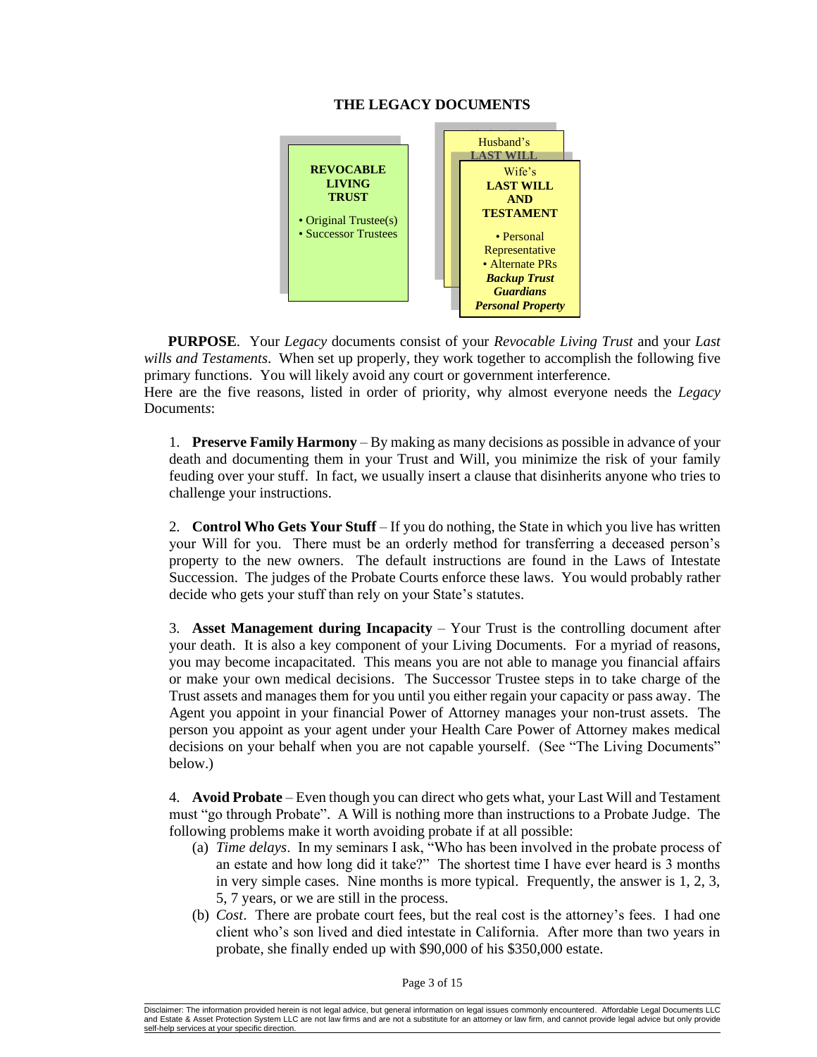# THE LEGACY DOCUMENTS

**REVOCABLE LIVING TRUST**

- Original Trustee(s)
- Successor Trustees

Husband's
LAST WILL

Wife's
**LAST WILL AND TESTAMENT**

- Personal Representative
- Alternate PRs

***Backup Trust***
***Guardians***
***Personal Property***

**PURPOSE**. Your *Legacy* documents consist of your *Revocable Living Trust* and your *Last wills and Testaments*. When set up properly, they work together to accomplish the following five primary functions. You will likely avoid any court or government interference.
Here are the five reasons, listed in order of priority, why almost everyone needs the *Legacy* Documents:

1. **Preserve Family Harmony** – By making as many decisions as possible in advance of your death and documenting them in your Trust and Will, you minimize the risk of your family feuding over your stuff. In fact, we usually insert a clause that disinherits anyone who tries to challenge your instructions.

2. **Control Who Gets Your Stuff** – If you do nothing, the State in which you live has written your Will for you. There must be an orderly method for transferring a deceased person's property to the new owners. The default instructions are found in the Laws of Intestate Succession. The judges of the Probate Courts enforce these laws. You would probably rather decide who gets your stuff than rely on your State's statutes.

3. **Asset Management during Incapacity** – Your Trust is the controlling document after your death. It is also a key component of your Living Documents. For a myriad of reasons, you may become incapacitated. This means you are not able to manage you financial affairs or make your own medical decisions. The Successor Trustee steps in to take charge of the Trust assets and manages them for you until you either regain your capacity or pass away. The Agent you appoint in your financial Power of Attorney manages your non-trust assets. The person you appoint as your agent under your Health Care Power of Attorney makes medical decisions on your behalf when you are not capable yourself. (See "The Living Documents" below.)

4. **Avoid Probate** – Even though you can direct who gets what, your Last Will and Testament must "go through Probate". A Will is nothing more than instructions to a Probate Judge. The following problems make it worth avoiding probate if at all possible:
   (a) *Time delays*. In my seminars I ask, "Who has been involved in the probate process of an estate and how long did it take?" The shortest time I have ever heard is 3 months in very simple cases. Nine months is more typical. Frequently, the answer is 1, 2, 3, 5, 7 years, or we are still in the process.
   (b) *Cost*. There are probate court fees, but the real cost is the attorney's fees. I had one client who's son lived and died intestate in California. After more than two years in probate, she finally ended up with $90,000 of his $350,000 estate.

Disclaimer: The information provided herein is not legal advice, but general information on legal issues commonly encountered. Affordable Legal Documents LLC and Estate & Asset Protection System LLC are not law firms and are not a substitute for an attorney or law firm, and cannot provide legal advice but only provide self-help services at your specific direction.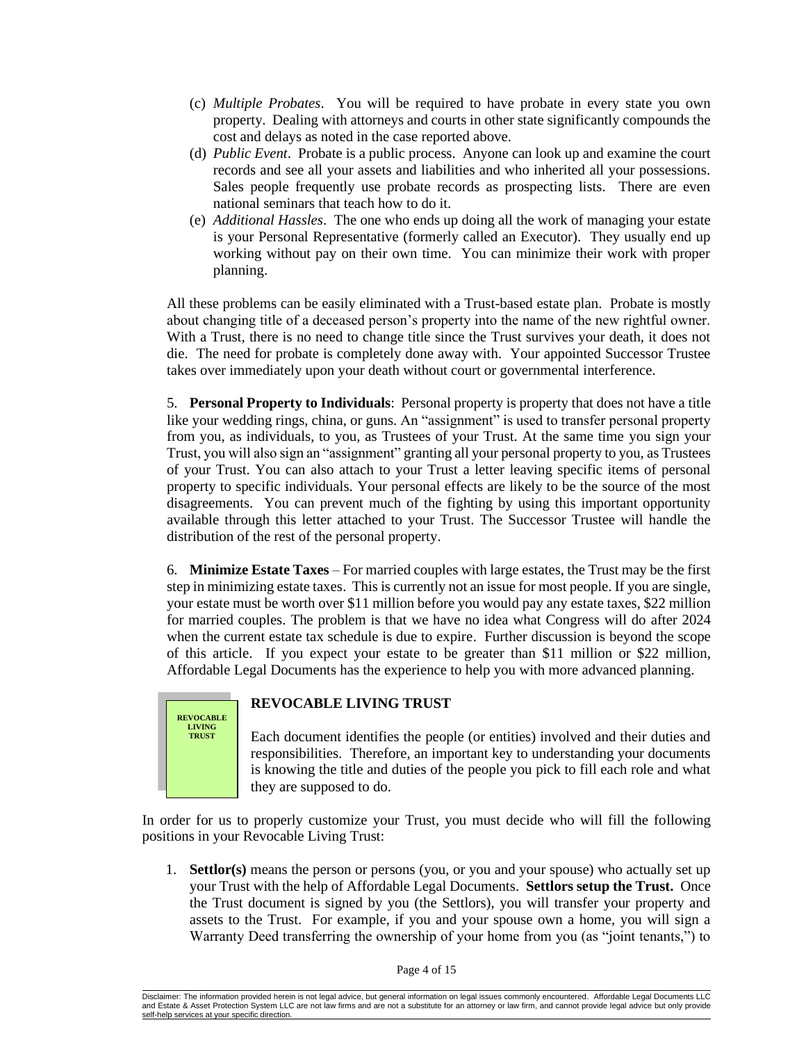(c) *Multiple Probates*. You will be required to have probate in every state you own property. Dealing with attorneys and courts in other state significantly compounds the cost and delays as noted in the case reported above.

(d) *Public Event*. Probate is a public process. Anyone can look up and examine the court records and see all your assets and liabilities and who inherited all your possessions. Sales people frequently use probate records as prospecting lists. There are even national seminars that teach how to do it.

(e) *Additional Hassles*. The one who ends up doing all the work of managing your estate is your Personal Representative (formerly called an Executor). They usually end up working without pay on their own time. You can minimize their work with proper planning.

All these problems can be easily eliminated with a Trust-based estate plan. Probate is mostly about changing title of a deceased person's property into the name of the new rightful owner. With a Trust, there is no need to change title since the Trust survives your death, it does not die. The need for probate is completely done away with. Your appointed Successor Trustee takes over immediately upon your death without court or governmental interference.

5. **Personal Property to Individuals**: Personal property is property that does not have a title like your wedding rings, china, or guns. An "assignment" is used to transfer personal property from you, as individuals, to you, as Trustees of your Trust. At the same time you sign your Trust, you will also sign an "assignment" granting all your personal property to you, as Trustees of your Trust. You can also attach to your Trust a letter leaving specific items of personal property to specific individuals. Your personal effects are likely to be the source of the most disagreements. You can prevent much of the fighting by using this important opportunity available through this letter attached to your Trust. The Successor Trustee will handle the distribution of the rest of the personal property.

6. **Minimize Estate Taxes** – For married couples with large estates, the Trust may be the first step in minimizing estate taxes. This is currently not an issue for most people. If you are single, your estate must be worth over $11 million before you would pay any estate taxes, $22 million for married couples. The problem is that we have no idea what Congress will do after 2024 when the current estate tax schedule is due to expire. Further discussion is beyond the scope of this article. If you expect your estate to be greater than $11 million or $22 million, Affordable Legal Documents has the experience to help you with more advanced planning.

**REVOCABLE LIVING TRUST**

## REVOCABLE LIVING TRUST

Each document identifies the people (or entities) involved and their duties and responsibilities. Therefore, an important key to understanding your documents is knowing the title and duties of the people you pick to fill each role and what they are supposed to do.

In order for us to properly customize your Trust, you must decide who will fill the following positions in your Revocable Living Trust:

1. **Settlor(s)** means the person or persons (you, or you and your spouse) who actually set up your Trust with the help of Affordable Legal Documents. **Settlors setup the Trust.** Once the Trust document is signed by you (the Settlors), you will transfer your property and assets to the Trust. For example, if you and your spouse own a home, you will sign a Warranty Deed transferring the ownership of your home from you (as "joint tenants,") to

Disclaimer: The information provided herein is not legal advice, but general information on legal issues commonly encountered. Affordable Legal Documents LLC and Estate & Asset Protection System LLC are not law firms and are not a substitute for an attorney or law firm, and cannot provide legal advice but only provide self-help services at your specific direction.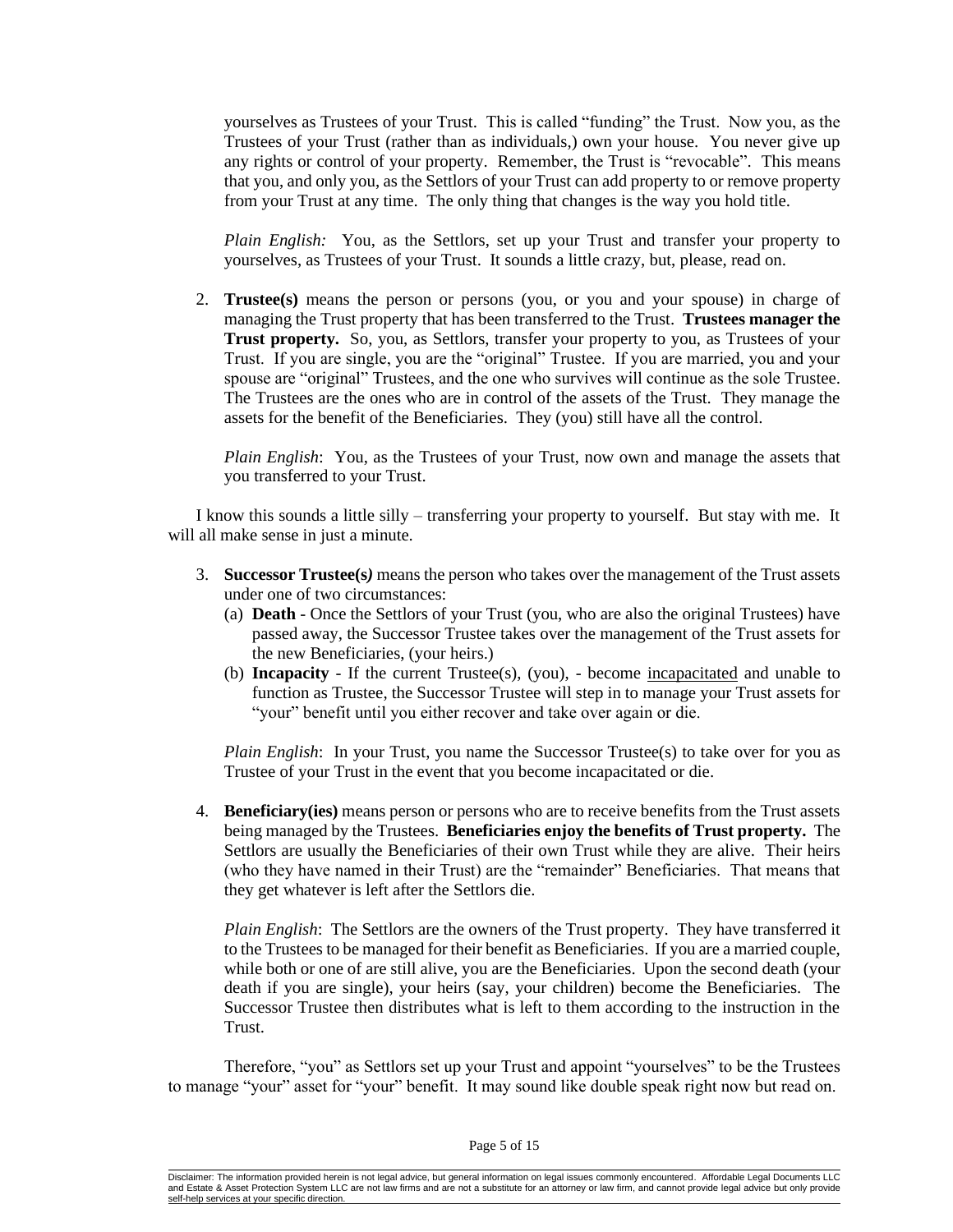yourselves as Trustees of your Trust. This is called "funding" the Trust. Now you, as the Trustees of your Trust (rather than as individuals,) own your house. You never give up any rights or control of your property. Remember, the Trust is "revocable". This means that you, and only you, as the Settlors of your Trust can add property to or remove property from your Trust at any time. The only thing that changes is the way you hold title.

*Plain English:* You, as the Settlors, set up your Trust and transfer your property to yourselves, as Trustees of your Trust. It sounds a little crazy, but, please, read on.

2. **Trustee(s)** means the person or persons (you, or you and your spouse) in charge of managing the Trust property that has been transferred to the Trust. **Trustees manager the Trust property.** So, you, as Settlors, transfer your property to you, as Trustees of your Trust. If you are single, you are the "original" Trustee. If you are married, you and your spouse are "original" Trustees, and the one who survives will continue as the sole Trustee. The Trustees are the ones who are in control of the assets of the Trust. They manage the assets for the benefit of the Beneficiaries. They (you) still have all the control.

   *Plain English*: You, as the Trustees of your Trust, now own and manage the assets that you transferred to your Trust.

I know this sounds a little silly – transferring your property to yourself. But stay with me. It will all make sense in just a minute.

3. **Successor Trustee(s)** means the person who takes over the management of the Trust assets under one of two circumstances:
   (a) **Death** - Once the Settlors of your Trust (you, who are also the original Trustees) have passed away, the Successor Trustee takes over the management of the Trust assets for the new Beneficiaries, (your heirs.)
   (b) **Incapacity** - If the current Trustee(s), (you), - become <u>incapacitated</u> and unable to function as Trustee, the Successor Trustee will step in to manage your Trust assets for "your" benefit until you either recover and take over again or die.

   *Plain English*: In your Trust, you name the Successor Trustee(s) to take over for you as Trustee of your Trust in the event that you become incapacitated or die.

4. **Beneficiary(ies)** means person or persons who are to receive benefits from the Trust assets being managed by the Trustees. **Beneficiaries enjoy the benefits of Trust property.** The Settlors are usually the Beneficiaries of their own Trust while they are alive. Their heirs (who they have named in their Trust) are the "remainder" Beneficiaries. That means that they get whatever is left after the Settlors die.

   *Plain English*: The Settlors are the owners of the Trust property. They have transferred it to the Trustees to be managed for their benefit as Beneficiaries. If you are a married couple, while both or one of are still alive, you are the Beneficiaries. Upon the second death (your death if you are single), your heirs (say, your children) become the Beneficiaries. The Successor Trustee then distributes what is left to them according to the instruction in the Trust.

Therefore, "you" as Settlors set up your Trust and appoint "yourselves" to be the Trustees to manage "your" asset for "your" benefit. It may sound like double speak right now but read on.

Disclaimer: The information provided herein is not legal advice, but general information on legal issues commonly encountered. Affordable Legal Documents LLC and Estate & Asset Protection System LLC are not law firms and are not a substitute for an attorney or law firm, and cannot provide legal advice but only provide self-help services at your specific direction.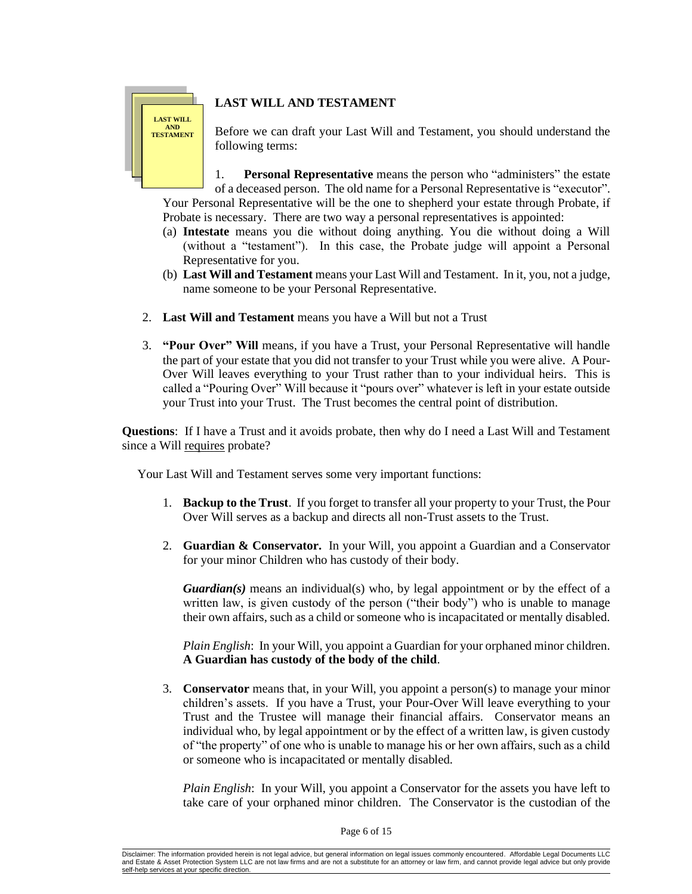LAST WILL AND TESTAMENT

## LAST WILL AND TESTAMENT

Before we can draft your Last Will and Testament, you should understand the following terms:

1. **Personal Representative** means the person who "administers" the estate of a deceased person. The old name for a Personal Representative is "executor". Your Personal Representative will be the one to shepherd your estate through Probate, if Probate is necessary. There are two way a personal representatives is appointed:
   (a) **Intestate** means you die without doing anything. You die without doing a Will (without a "testament"). In this case, the Probate judge will appoint a Personal Representative for you.
   (b) **Last Will and Testament** means your Last Will and Testament. In it, you, not a judge, name someone to be your Personal Representative.

2. **Last Will and Testament** means you have a Will but not a Trust

3. **"Pour Over" Will** means, if you have a Trust, your Personal Representative will handle the part of your estate that you did not transfer to your Trust while you were alive. A Pour-Over Will leaves everything to your Trust rather than to your individual heirs. This is called a "Pouring Over" Will because it "pours over" whatever is left in your estate outside your Trust into your Trust. The Trust becomes the central point of distribution.

**Questions**: If I have a Trust and it avoids probate, then why do I need a Last Will and Testament since a Will <u>requires</u> probate?

Your Last Will and Testament serves some very important functions:

1. **Backup to the Trust**. If you forget to transfer all your property to your Trust, the Pour Over Will serves as a backup and directs all non-Trust assets to the Trust.

2. **Guardian & Conservator.** In your Will, you appoint a Guardian and a Conservator for your minor Children who has custody of their body.

   ***Guardian(s)*** means an individual(s) who, by legal appointment or by the effect of a written law, is given custody of the person ("their body") who is unable to manage their own affairs, such as a child or someone who is incapacitated or mentally disabled.

   *Plain English*: In your Will, you appoint a Guardian for your orphaned minor children. **A Guardian has custody of the body of the child**.

3. **Conservator** means that, in your Will, you appoint a person(s) to manage your minor children's assets. If you have a Trust, your Pour-Over Will leave everything to your Trust and the Trustee will manage their financial affairs. Conservator means an individual who, by legal appointment or by the effect of a written law, is given custody of "the property" of one who is unable to manage his or her own affairs, such as a child or someone who is incapacitated or mentally disabled.

   *Plain English*: In your Will, you appoint a Conservator for the assets you have left to take care of your orphaned minor children. The Conservator is the custodian of the

Disclaimer: The information provided herein is not legal advice, but general information on legal issues commonly encountered. Affordable Legal Documents LLC and Estate & Asset Protection System LLC are not law firms and are not a substitute for an attorney or law firm, and cannot provide legal advice but only provide self-help services at your specific direction.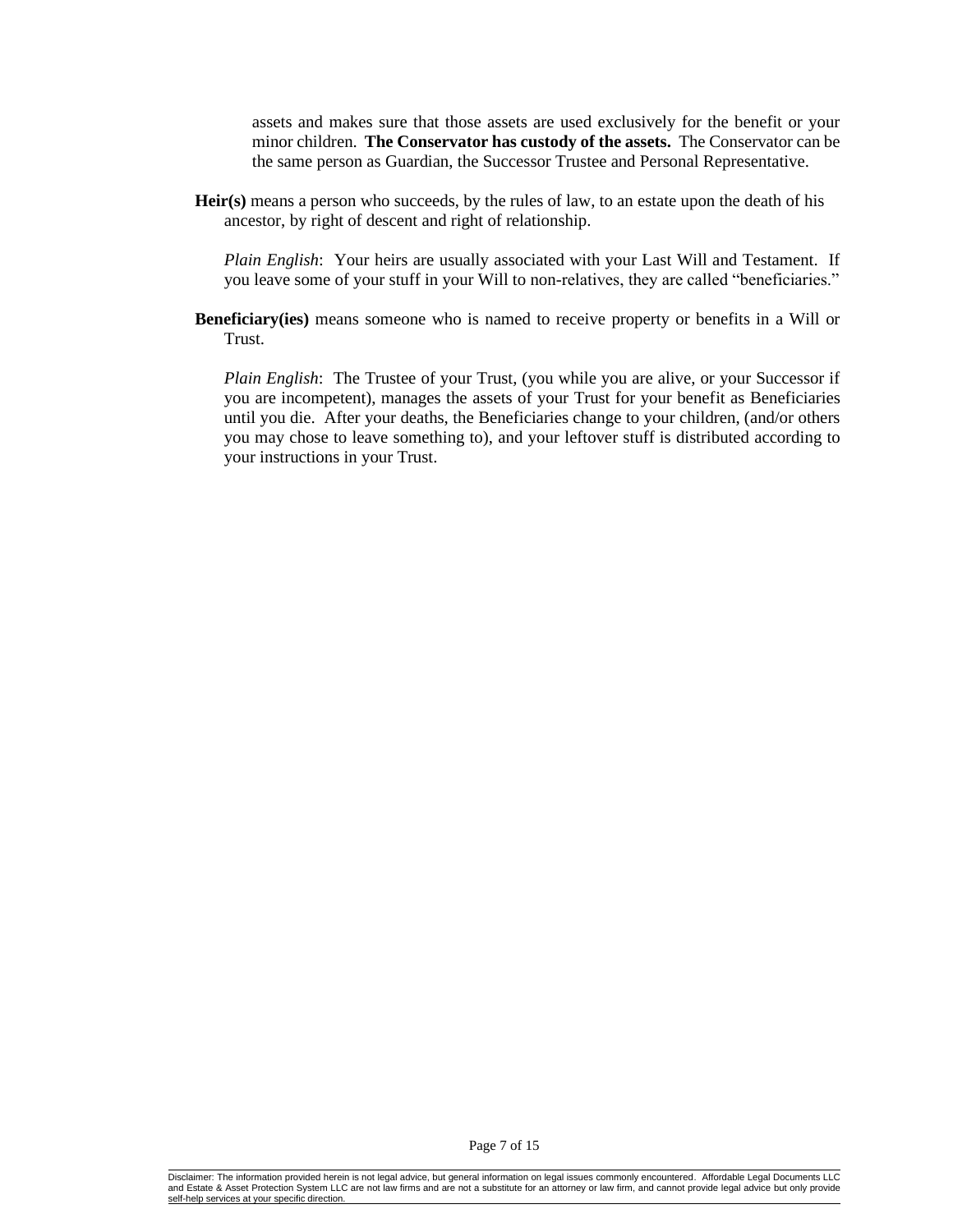assets and makes sure that those assets are used exclusively for the benefit or your minor children. **The Conservator has custody of the assets.** The Conservator can be the same person as Guardian, the Successor Trustee and Personal Representative.

**Heir(s)** means a person who succeeds, by the rules of law, to an estate upon the death of his ancestor, by right of descent and right of relationship.

*Plain English*: Your heirs are usually associated with your Last Will and Testament. If you leave some of your stuff in your Will to non-relatives, they are called "beneficiaries."

**Beneficiary(ies)** means someone who is named to receive property or benefits in a Will or Trust.

*Plain English*: The Trustee of your Trust, (you while you are alive, or your Successor if you are incompetent), manages the assets of your Trust for your benefit as Beneficiaries until you die. After your deaths, the Beneficiaries change to your children, (and/or others you may chose to leave something to), and your leftover stuff is distributed according to your instructions in your Trust.

Disclaimer: The information provided herein is not legal advice, but general information on legal issues commonly encountered. Affordable Legal Documents LLC and Estate & Asset Protection System LLC are not law firms and are not a substitute for an attorney or law firm, and cannot provide legal advice but only provide self-help services at your specific direction.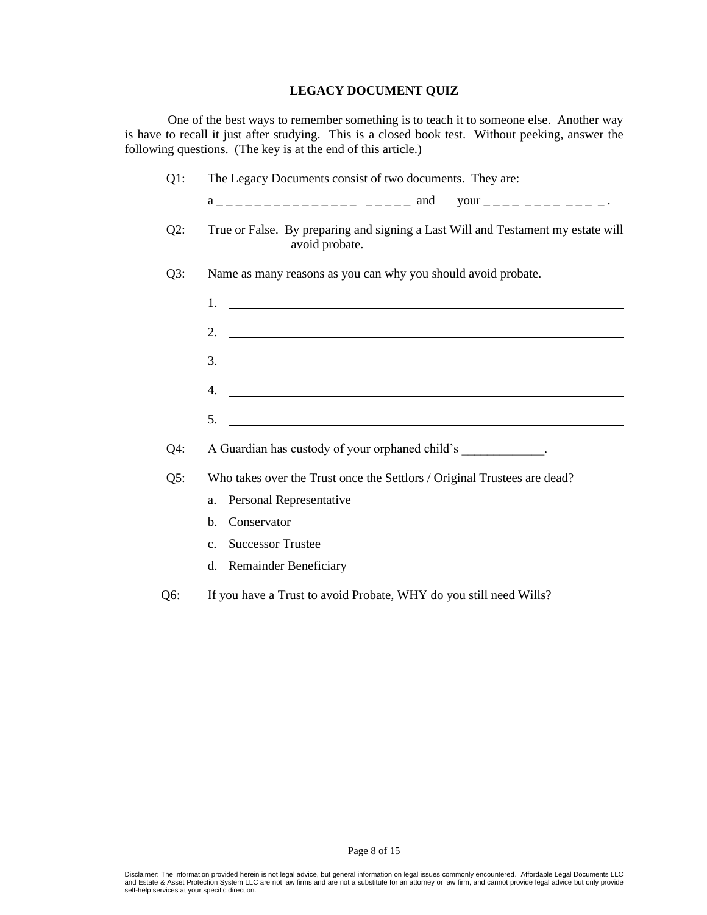## LEGACY DOCUMENT QUIZ

One of the best ways to remember something is to teach it to someone else. Another way is have to recall it just after studying. This is a closed book test. Without peeking, answer the following questions. (The key is at the end of this article.)

Q1: The Legacy Documents consist of two documents. They are:

a _ _ _ _ _ _ _ _ _ _ _ _ _ _ _ _ _ _ _ _ _ and your _ _ _ _ _ _ _ _ _ _ _ _ .

Q2: True or False. By preparing and signing a Last Will and Testament my estate will avoid probate.

Q3: Name as many reasons as you can why you should avoid probate.

1. ______________________________
2. ______________________________
3. ______________________________
4. ______________________________
5. ______________________________

Q4: A Guardian has custody of your orphaned child's _____________.

Q5: Who takes over the Trust once the Settlors / Original Trustees are dead?

a. Personal Representative
b. Conservator
c. Successor Trustee
d. Remainder Beneficiary

Q6: If you have a Trust to avoid Probate, WHY do you still need Wills?

Disclaimer: The information provided herein is not legal advice, but general information on legal issues commonly encountered. Affordable Legal Documents LLC and Estate & Asset Protection System LLC are not law firms and are not a substitute for an attorney or law firm, and cannot provide legal advice but only provide self-help services at your specific direction.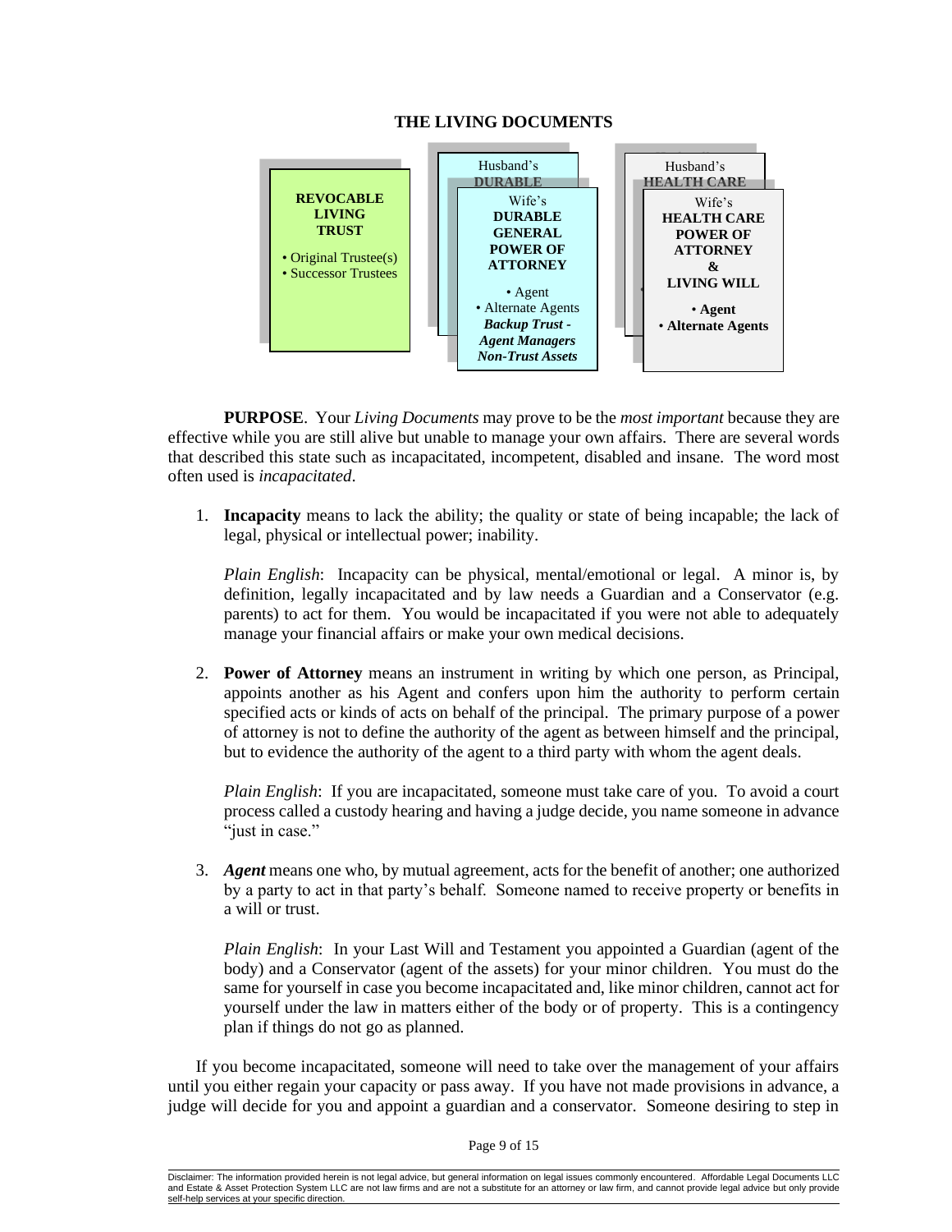## THE LIVING DOCUMENTS

**REVOCABLE LIVING TRUST**

- Original Trustee(s)
- Successor Trustees

Husband's **DURABLE**

Wife's **DURABLE GENERAL POWER OF ATTORNEY**

- Agent
- Alternate Agents

***Backup Trust - Agent Managers Non-Trust Assets***

Husband's **HEALTH CARE**

Wife's **HEALTH CARE POWER OF ATTORNEY & LIVING WILL**

- **Agent**
- **Alternate Agents**

**PURPOSE**. Your *Living Documents* may prove to be the *most important* because they are effective while you are still alive but unable to manage your own affairs. There are several words that described this state such as incapacitated, incompetent, disabled and insane. The word most often used is *incapacitated*.

1. **Incapacity** means to lack the ability; the quality or state of being incapable; the lack of legal, physical or intellectual power; inability.

   *Plain English*: Incapacity can be physical, mental/emotional or legal. A minor is, by definition, legally incapacitated and by law needs a Guardian and a Conservator (e.g. parents) to act for them. You would be incapacitated if you were not able to adequately manage your financial affairs or make your own medical decisions.

2. **Power of Attorney** means an instrument in writing by which one person, as Principal, appoints another as his Agent and confers upon him the authority to perform certain specified acts or kinds of acts on behalf of the principal. The primary purpose of a power of attorney is not to define the authority of the agent as between himself and the principal, but to evidence the authority of the agent to a third party with whom the agent deals.

   *Plain English*: If you are incapacitated, someone must take care of you. To avoid a court process called a custody hearing and having a judge decide, you name someone in advance "just in case."

3. ***Agent*** means one who, by mutual agreement, acts for the benefit of another; one authorized by a party to act in that party's behalf. Someone named to receive property or benefits in a will or trust.

   *Plain English*: In your Last Will and Testament you appointed a Guardian (agent of the body) and a Conservator (agent of the assets) for your minor children. You must do the same for yourself in case you become incapacitated and, like minor children, cannot act for yourself under the law in matters either of the body or of property. This is a contingency plan if things do not go as planned.

If you become incapacitated, someone will need to take over the management of your affairs until you either regain your capacity or pass away. If you have not made provisions in advance, a judge will decide for you and appoint a guardian and a conservator. Someone desiring to step in

Disclaimer: The information provided herein is not legal advice, but general information on legal issues commonly encountered. Affordable Legal Documents LLC and Estate & Asset Protection System LLC are not law firms and are not a substitute for an attorney or law firm, and cannot provide legal advice but only provide self-help services at your specific direction.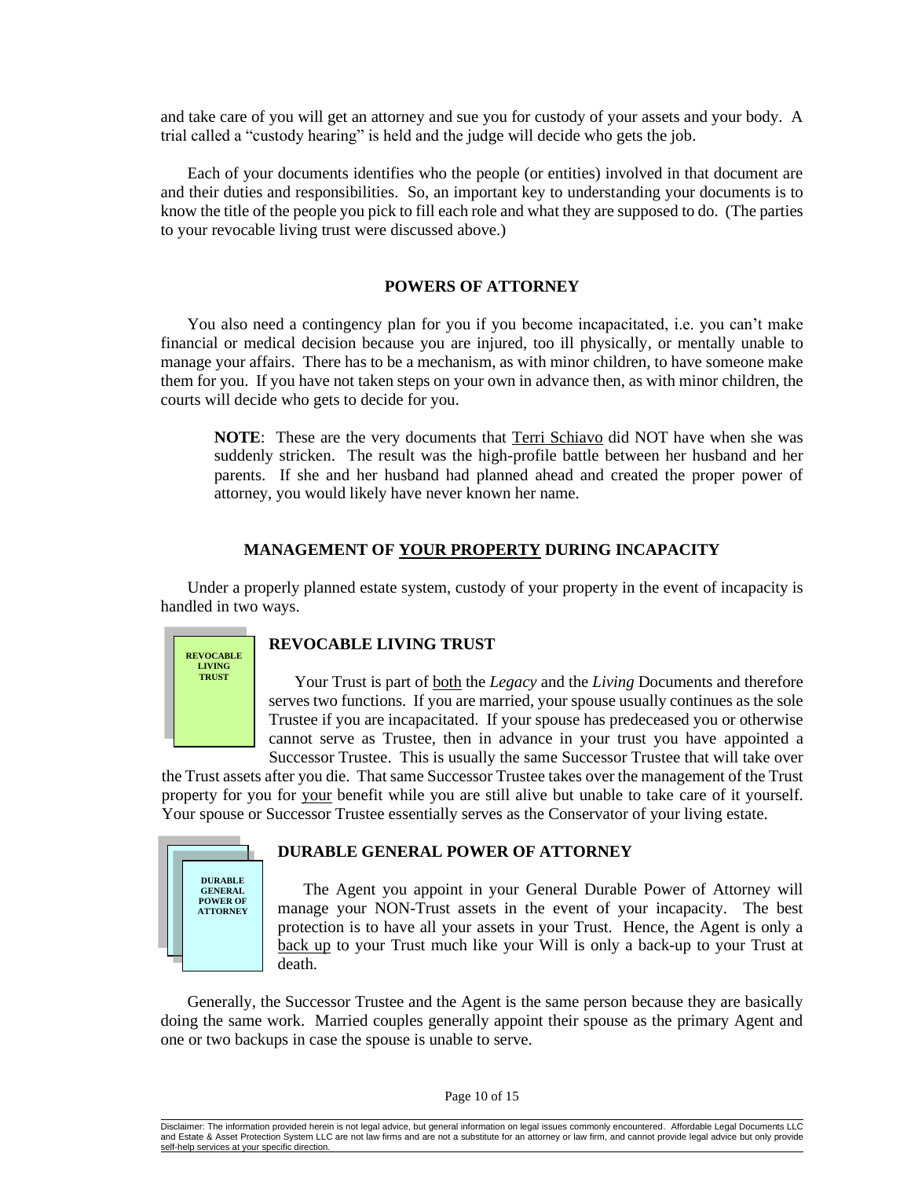and take care of you will get an attorney and sue you for custody of your assets and your body. A trial called a "custody hearing" is held and the judge will decide who gets the job.

Each of your documents identifies who the people (or entities) involved in that document are and their duties and responsibilities. So, an important key to understanding your documents is to know the title of the people you pick to fill each role and what they are supposed to do. (The parties to your revocable living trust were discussed above.)

## POWERS OF ATTORNEY

You also need a contingency plan for you if you become incapacitated, i.e. you can't make financial or medical decision because you are injured, too ill physically, or mentally unable to manage your affairs. There has to be a mechanism, as with minor children, to have someone make them for you. If you have not taken steps on your own in advance then, as with minor children, the courts will decide who gets to decide for you.

> **NOTE**: These are the very documents that Terri Schiavo did NOT have when she was suddenly stricken. The result was the high-profile battle between her husband and her parents. If she and her husband had planned ahead and created the proper power of attorney, you would likely have never known her name.

## MANAGEMENT OF YOUR PROPERTY DURING INCAPACITY

Under a properly planned estate system, custody of your property in the event of incapacity is handled in two ways.

**REVOCABLE LIVING TRUST**

### REVOCABLE LIVING TRUST

Your Trust is part of both the *Legacy* and the *Living* Documents and therefore serves two functions. If you are married, your spouse usually continues as the sole Trustee if you are incapacitated. If your spouse has predeceased you or otherwise cannot serve as Trustee, then in advance in your trust you have appointed a Successor Trustee. This is usually the same Successor Trustee that will take over the Trust assets after you die. That same Successor Trustee takes over the management of the Trust property for you for your benefit while you are still alive but unable to take care of it yourself. Your spouse or Successor Trustee essentially serves as the Conservator of your living estate.

**DURABLE GENERAL POWER OF ATTORNEY**

### DURABLE GENERAL POWER OF ATTORNEY

The Agent you appoint in your General Durable Power of Attorney will manage your NON-Trust assets in the event of your incapacity. The best protection is to have all your assets in your Trust. Hence, the Agent is only a back up to your Trust much like your Will is only a back-up to your Trust at death.

Generally, the Successor Trustee and the Agent is the same person because they are basically doing the same work. Married couples generally appoint their spouse as the primary Agent and one or two backups in case the spouse is unable to serve.

Disclaimer: The information provided herein is not legal advice, but general information on legal issues commonly encountered. Affordable Legal Documents LLC and Estate & Asset Protection System LLC are not law firms and are not a substitute for an attorney or law firm, and cannot provide legal advice but only provide self-help services at your specific direction.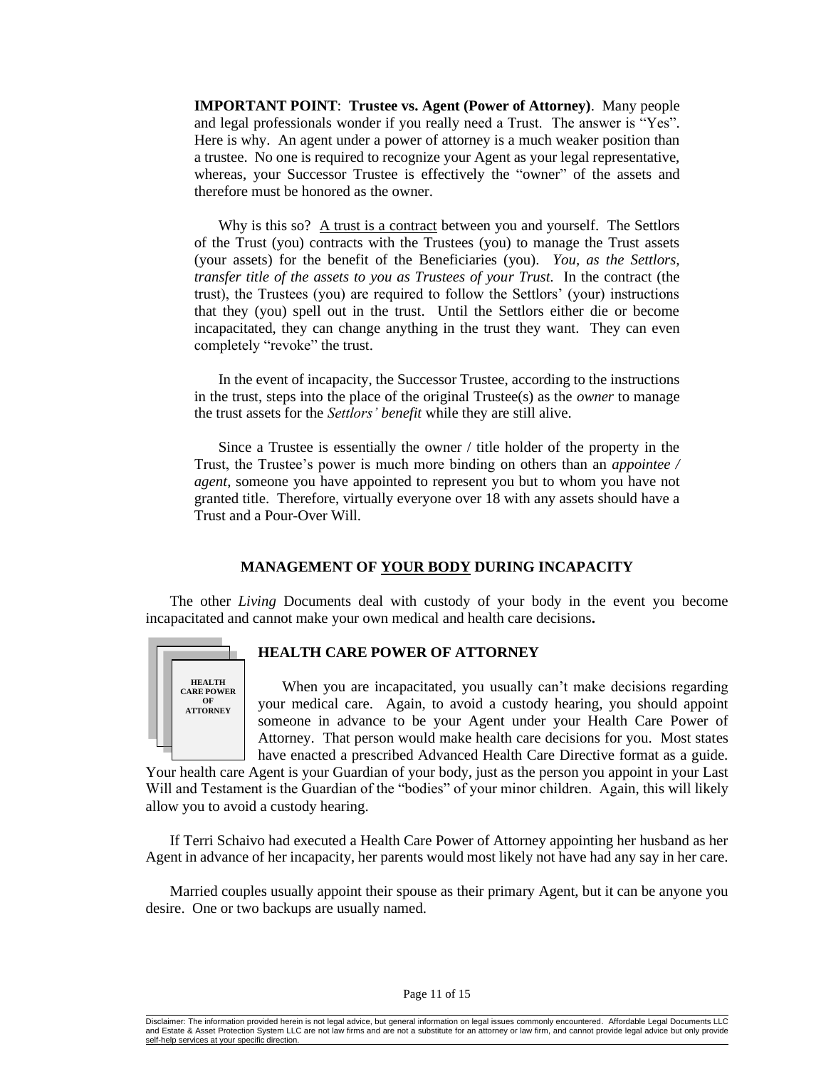**IMPORTANT POINT**: **Trustee vs. Agent (Power of Attorney)**. Many people and legal professionals wonder if you really need a Trust. The answer is "Yes". Here is why. An agent under a power of attorney is a much weaker position than a trustee. No one is required to recognize your Agent as your legal representative, whereas, your Successor Trustee is effectively the "owner" of the assets and therefore must be honored as the owner.

Why is this so? A trust is a contract between you and yourself. The Settlors of the Trust (you) contracts with the Trustees (you) to manage the Trust assets (your assets) for the benefit of the Beneficiaries (you). *You, as the Settlors, transfer title of the assets to you as Trustees of your Trust.* In the contract (the trust), the Trustees (you) are required to follow the Settlors' (your) instructions that they (you) spell out in the trust. Until the Settlors either die or become incapacitated, they can change anything in the trust they want. They can even completely "revoke" the trust.

In the event of incapacity, the Successor Trustee, according to the instructions in the trust, steps into the place of the original Trustee(s) as the *owner* to manage the trust assets for the *Settlors' benefit* while they are still alive.

Since a Trustee is essentially the owner / title holder of the property in the Trust, the Trustee's power is much more binding on others than an *appointee / agent*, someone you have appointed to represent you but to whom you have not granted title. Therefore, virtually everyone over 18 with any assets should have a Trust and a Pour-Over Will.

## MANAGEMENT OF YOUR BODY DURING INCAPACITY

The other *Living* Documents deal with custody of your body in the event you become incapacitated and cannot make your own medical and health care decisions**.**

HEALTH CARE POWER OF ATTORNEY

### HEALTH CARE POWER OF ATTORNEY

When you are incapacitated, you usually can't make decisions regarding your medical care. Again, to avoid a custody hearing, you should appoint someone in advance to be your Agent under your Health Care Power of Attorney. That person would make health care decisions for you. Most states have enacted a prescribed Advanced Health Care Directive format as a guide. Your health care Agent is your Guardian of your body, just as the person you appoint in your Last Will and Testament is the Guardian of the "bodies" of your minor children. Again, this will likely allow you to avoid a custody hearing.

If Terri Schaivo had executed a Health Care Power of Attorney appointing her husband as her Agent in advance of her incapacity, her parents would most likely not have had any say in her care.

Married couples usually appoint their spouse as their primary Agent, but it can be anyone you desire. One or two backups are usually named.

Disclaimer: The information provided herein is not legal advice, but general information on legal issues commonly encountered. Affordable Legal Documents LLC and Estate & Asset Protection System LLC are not law firms and are not a substitute for an attorney or law firm, and cannot provide legal advice but only provide self-help services at your specific direction.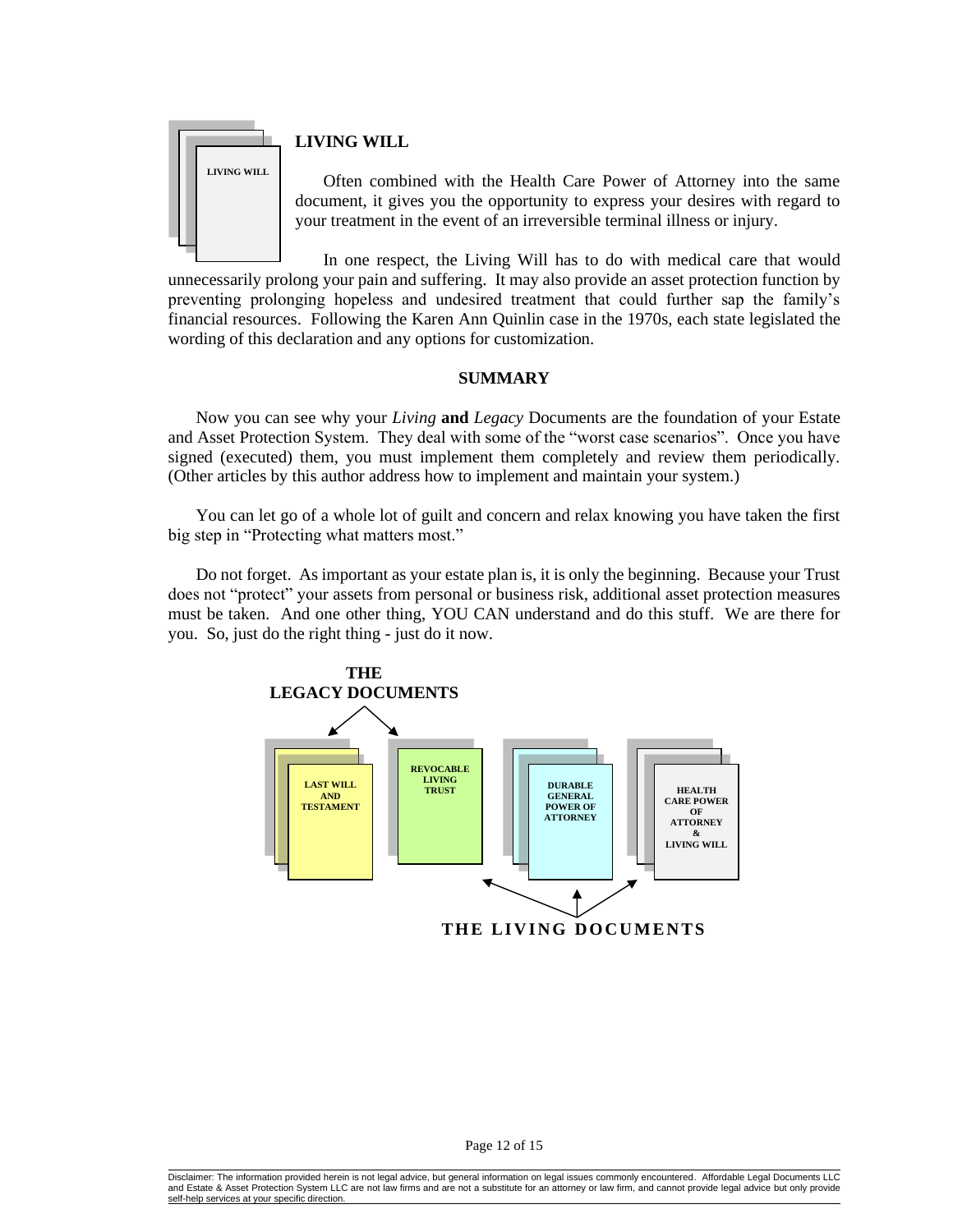## LIVING WILL

Often combined with the Health Care Power of Attorney into the same document, it gives you the opportunity to express your desires with regard to your treatment in the event of an irreversible terminal illness or injury.

In one respect, the Living Will has to do with medical care that would unnecessarily prolong your pain and suffering. It may also provide an asset protection function by preventing prolonging hopeless and undesired treatment that could further sap the family's financial resources. Following the Karen Ann Quinlin case in the 1970s, each state legislated the wording of this declaration and any options for customization.

## SUMMARY

Now you can see why your *Living* **and** *Legacy* Documents are the foundation of your Estate and Asset Protection System. They deal with some of the "worst case scenarios". Once you have signed (executed) them, you must implement them completely and review them periodically. (Other articles by this author address how to implement and maintain your system.)

You can let go of a whole lot of guilt and concern and relax knowing you have taken the first big step in "Protecting what matters most."

Do not forget. As important as your estate plan is, it is only the beginning. Because your Trust does not "protect" your assets from personal or business risk, additional asset protection measures must be taken. And one other thing, YOU CAN understand and do this stuff. We are there for you. So, just do the right thing - just do it now.

**THE LEGACY DOCUMENTS**

LAST WILL AND TESTAMENT | REVOCABLE LIVING TRUST | DURABLE GENERAL POWER OF ATTORNEY | HEALTH CARE POWER OF ATTORNEY & LIVING WILL

**THE LIVING DOCUMENTS**

Disclaimer: The information provided herein is not legal advice, but general information on legal issues commonly encountered. Affordable Legal Documents LLC and Estate & Asset Protection System LLC are not law firms and are not a substitute for an attorney or law firm, and cannot provide legal advice but only provide self-help services at your specific direction.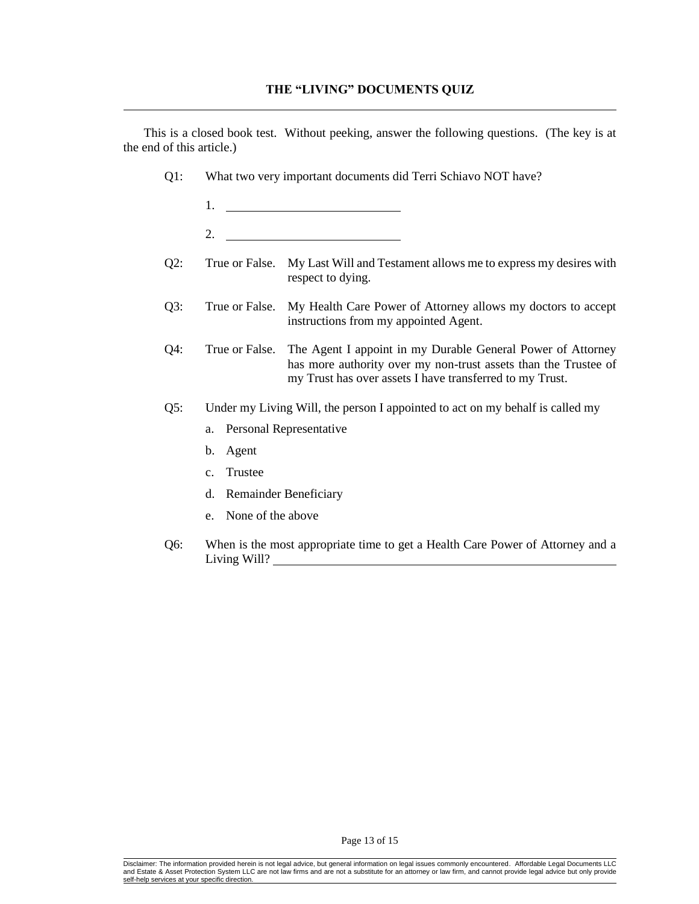## THE "LIVING" DOCUMENTS QUIZ

This is a closed book test. Without peeking, answer the following questions. (The key is at the end of this article.)

Q1: What two very important documents did Terri Schiavo NOT have?

1. \_\_\_\_\_\_\_\_\_\_\_\_\_\_\_\_\_\_\_\_\_\_\_\_\_\_\_\_

2. \_\_\_\_\_\_\_\_\_\_\_\_\_\_\_\_\_\_\_\_\_\_\_\_\_\_\_\_

Q2: True or False. My Last Will and Testament allows me to express my desires with respect to dying.

Q3: True or False. My Health Care Power of Attorney allows my doctors to accept instructions from my appointed Agent.

Q4: True or False. The Agent I appoint in my Durable General Power of Attorney has more authority over my non-trust assets than the Trustee of my Trust has over assets I have transferred to my Trust.

Q5: Under my Living Will, the person I appointed to act on my behalf is called my

a. Personal Representative

b. Agent

c. Trustee

d. Remainder Beneficiary

e. None of the above

Q6: When is the most appropriate time to get a Health Care Power of Attorney and a Living Will? \_\_\_\_\_\_\_\_\_\_\_\_\_\_\_\_\_\_\_\_\_\_\_\_\_\_\_\_\_\_\_\_\_\_\_\_\_\_\_\_\_\_\_\_\_\_\_\_\_\_\_\_\_\_

Disclaimer: The information provided herein is not legal advice, but general information on legal issues commonly encountered. Affordable Legal Documents LLC and Estate & Asset Protection System LLC are not law firms and are not a substitute for an attorney or law firm, and cannot provide legal advice but only provide self-help services at your specific direction.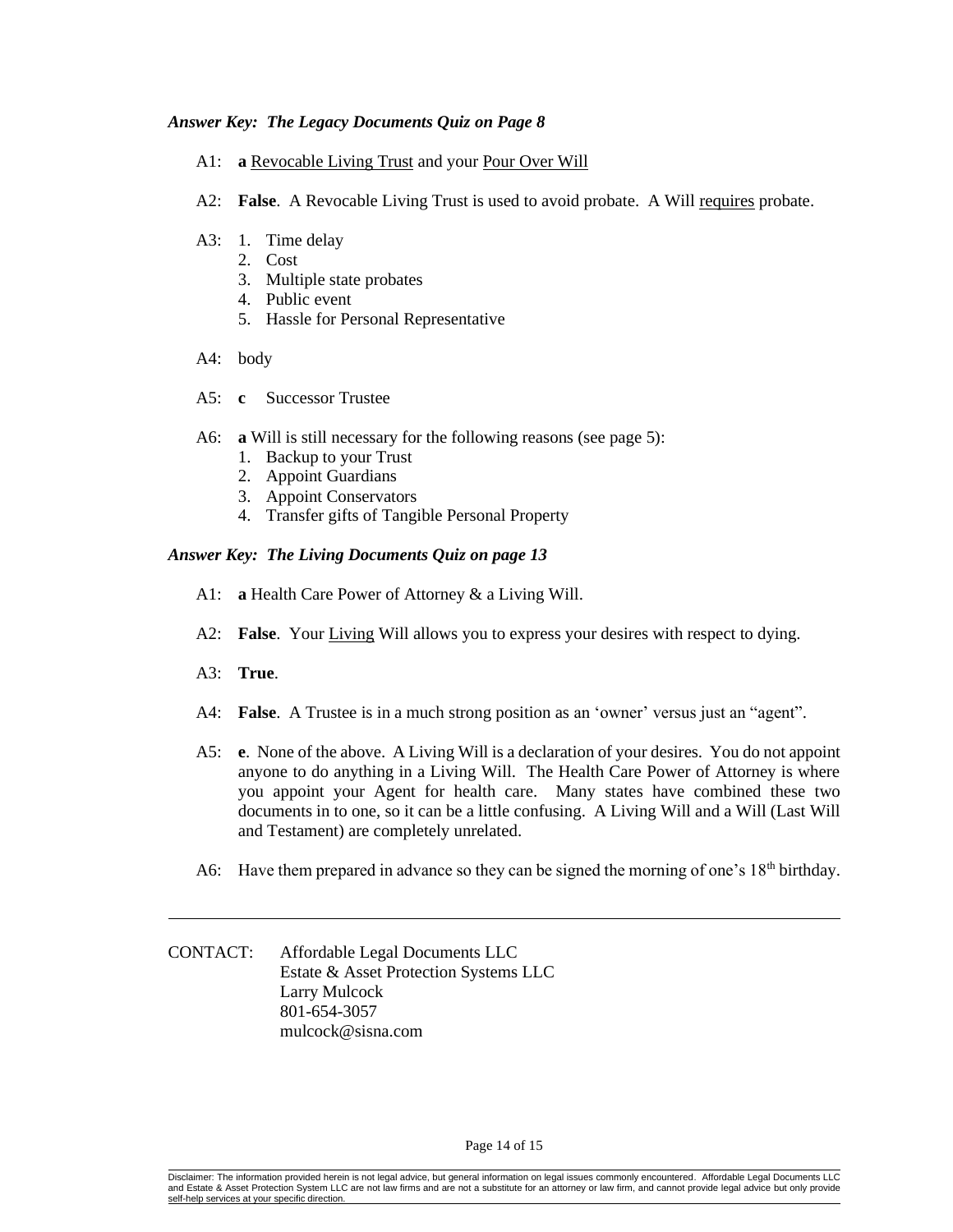***Answer Key: The Legacy Documents Quiz on Page 8***

A1: **a** Revocable Living Trust and your Pour Over Will

A2: **False**. A Revocable Living Trust is used to avoid probate. A Will requires probate.

A3:
1. Time delay
2. Cost
3. Multiple state probates
4. Public event
5. Hassle for Personal Representative

A4: body

A5: **c** Successor Trustee

A6: **a** Will is still necessary for the following reasons (see page 5):
1. Backup to your Trust
2. Appoint Guardians
3. Appoint Conservators
4. Transfer gifts of Tangible Personal Property

***Answer Key: The Living Documents Quiz on page 13***

A1: **a** Health Care Power of Attorney & a Living Will.

A2: **False**. Your Living Will allows you to express your desires with respect to dying.

A3: **True**.

A4: **False**. A Trustee is in a much strong position as an 'owner' versus just an "agent".

A5: **e**. None of the above. A Living Will is a declaration of your desires. You do not appoint anyone to do anything in a Living Will. The Health Care Power of Attorney is where you appoint your Agent for health care. Many states have combined these two documents in to one, so it can be a little confusing. A Living Will and a Will (Last Will and Testament) are completely unrelated.

A6: Have them prepared in advance so they can be signed the morning of one's 18th birthday.

---

CONTACT: Affordable Legal Documents LLC
Estate & Asset Protection Systems LLC
Larry Mulcock
801-654-3057
mulcock@sisna.com

Disclaimer: The information provided herein is not legal advice, but general information on legal issues commonly encountered. Affordable Legal Documents LLC and Estate & Asset Protection System LLC are not law firms and are not a substitute for an attorney or law firm, and cannot provide legal advice but only provide self-help services at your specific direction.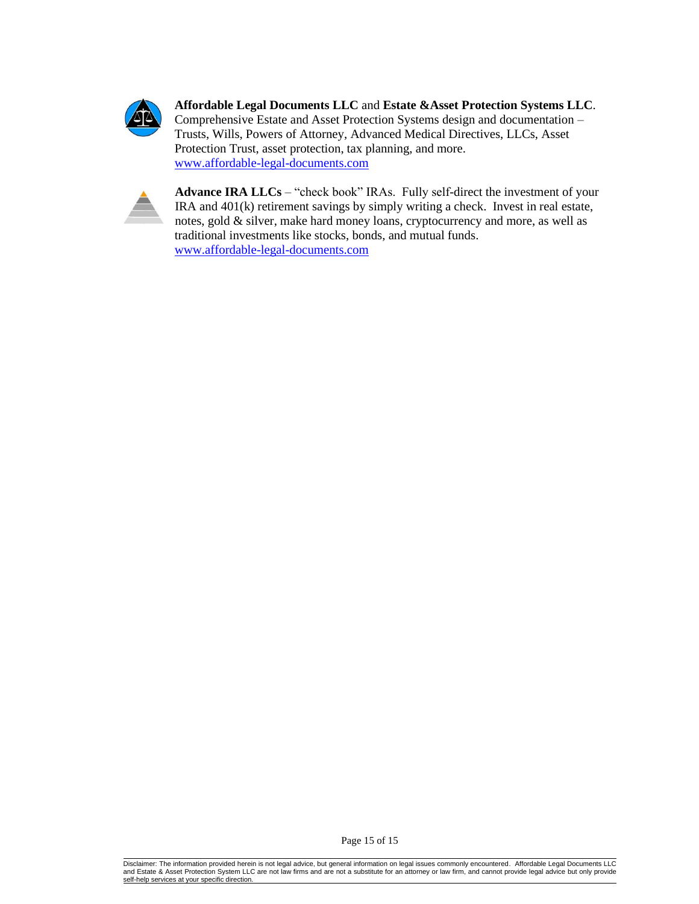**Affordable Legal Documents LLC** and **Estate &Asset Protection Systems LLC**. Comprehensive Estate and Asset Protection Systems design and documentation – Trusts, Wills, Powers of Attorney, Advanced Medical Directives, LLCs, Asset Protection Trust, asset protection, tax planning, and more.
www.affordable-legal-documents.com

**Advance IRA LLCs** – "check book" IRAs. Fully self-direct the investment of your IRA and 401(k) retirement savings by simply writing a check. Invest in real estate, notes, gold & silver, make hard money loans, cryptocurrency and more, as well as traditional investments like stocks, bonds, and mutual funds.
www.affordable-legal-documents.com

Disclaimer: The information provided herein is not legal advice, but general information on legal issues commonly encountered. Affordable Legal Documents LLC and Estate & Asset Protection System LLC are not law firms and are not a substitute for an attorney or law firm, and cannot provide legal advice but only provide self-help services at your specific direction.